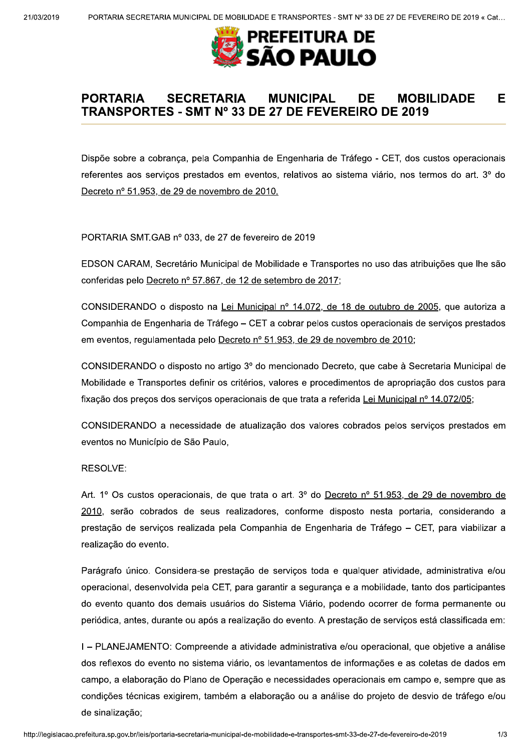# PORTARIA SECRETARIA MUNICIPAL DE MOBILIDADE E TRANSPORTES - SMT Nº 33 DE 27 DE FEVEREIRO DE 2019

Dispõe sobre a cobrança, pela Companhia de Engenharia de Tráfego - CET, dos custos operacionais referentes aos serviços prestados em eventos, relativos ao sistema viário, nos termos do art. 3º do Decreto nº 51.953, de 29 de novembro de 2010.

PORTARIA SMT.GAB nº 033, de 27 de fevereiro de 2019

EDSON CARAM, Secretário Municipal de Mobilidade e Transportes no uso das atribuições que lhe são conferidas pelo Decreto nº 57.867, de 12 de setembro de 2017;

CONSIDERANDO o disposto na Lei Municipal nº 14.072, de 18 de outubro de 2005, que autoriza a Companhia de Engenharia de Tráfego – CET a cobrar pelos custos operacionais de serviços prestados em eventos, regulamentada pelo Decreto nº 51.953, de 29 de novembro de 2010;

CONSIDERANDO o disposto no artigo 3º do mencionado Decreto, que cabe à Secretaria Municipal de Mobilidade e Transportes definir os critérios, valores e procedimentos de apropriação dos custos para fixação dos preços dos serviços operacionais de que trata a referida Lei Municipal nº 14.072/05;

CONSIDERANDO a necessidade de atualização dos valores cobrados pelos serviços prestados em eventos no Município de São Paulo,

RESOLVE:

Art. 1º Os custos operacionais, de que trata o art. 3º do Decreto nº 51.953, de 29 de novembro de 2010, serão cobrados de seus realizadores, conforme disposto nesta portaria, considerando a prestação de serviços realizada pela Companhia de Engenharia de Tráfego – CET, para viabilizar a realização do evento.

Parágrafo único. Considera-se prestação de serviços toda e qualquer atividade, administrativa e/ou operacional, desenvolvida pela CET, para garantir a segurança e a mobilidade, tanto dos participantes do evento quanto dos demais usuários do Sistema Viário, podendo ocorrer de forma permanente ou periódica, antes, durante ou após a realização do evento. A prestação de serviços está classificada em:

I – PLANEJAMENTO: Compreende a atividade administrativa e/ou operacional, que objetive a análise dos reflexos do evento no sistema viário, os levantamentos de informações e as coletas de dados em campo, a elaboração do Plano de Operação e necessidades operacionais em campo e, sempre que as condições técnicas exigirem, também a elaboração ou a análise do projeto de desvio de tráfego e/ou de sinalização;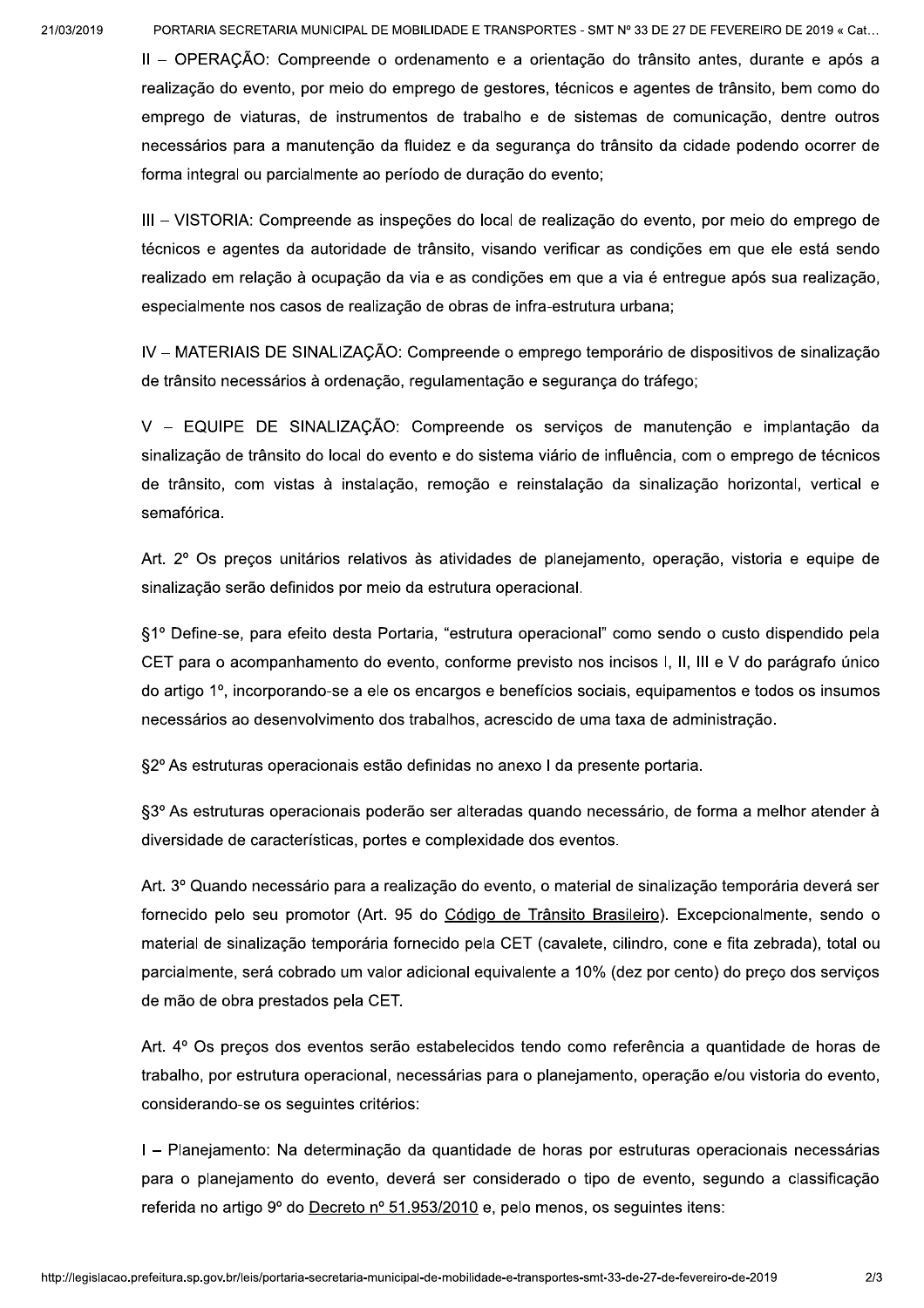II – OPERAÇÃO: Compreende o ordenamento e a orientação do trânsito antes, durante e após a realização do evento, por meio do emprego de gestores, técnicos e agentes de trânsito, bem como do emprego de viaturas, de instrumentos de trabalho e de sistemas de comunicação, dentre outros necessários para a manutenção da fluidez e da segurança do trânsito da cidade podendo ocorrer de forma integral ou parcialmente ao período de duração do evento;

III – VISTORIA: Compreende as inspeções do local de realização do evento, por meio do emprego de técnicos e agentes da autoridade de trânsito, visando verificar as condições em que ele está sendo realizado em relação à ocupação da via e as condições em que a via é entregue após sua realização, especialmente nos casos de realização de obras de infra-estrutura urbana;

IV – MATERIAIS DE SINALIZAÇÃO: Compreende o emprego temporário de dispositivos de sinalização de trânsito necessários à ordenação, regulamentação e segurança do tráfego;

V – EQUIPE DE SINALIZAÇÃO: Compreende os serviços de manutenção e implantação da sinalização de trânsito do local do evento e do sistema viário de influência, com o emprego de técnicos de trânsito, com vistas à instalação, remoção e reinstalação da sinalização horizontal, vertical e semafórica.

Art. 2º Os preços unitários relativos às atividades de planejamento, operação, vistoria e equipe de sinalização serão definidos por meio da estrutura operacional.

§1º Define-se, para efeito desta Portaria, "estrutura operacional" como sendo o custo dispendido pela CET para o acompanhamento do evento, conforme previsto nos incisos I, II, III e V do parágrafo único do artigo 1º, incorporando-se a ele os encargos e benefícios sociais, equipamentos e todos os insumos necessários ao desenvolvimento dos trabalhos, acrescido de uma taxa de administração.

§2º As estruturas operacionais estão definidas no anexo I da presente portaria.

§3º As estruturas operacionais poderão ser alteradas quando necessário, de forma a melhor atender à diversidade de características, portes e complexidade dos eventos.

Art. 3º Quando necessário para a realização do evento, o material de sinalização temporária deverá ser fornecido pelo seu promotor (Art. 95 do Código de Trânsito Brasileiro). Excepcionalmente, sendo o material de sinalização temporária fornecido pela CET (cavalete, cilindro, cone e fita zebrada), total ou parcialmente, será cobrado um valor adicional equivalente a 10% (dez por cento) do preço dos serviços de mão de obra prestados pela CET.

Art. 4º Os preços dos eventos serão estabelecidos tendo como referência a quantidade de horas de trabalho, por estrutura operacional, necessárias para o planejamento, operação e/ou vistoria do evento, considerando-se os seguintes critérios:

I – Planejamento: Na determinação da quantidade de horas por estruturas operacionais necessárias para o planejamento do evento, deverá ser considerado o tipo de evento, segundo a classificação referida no artigo 9º do Decreto nº 51.953/2010 e, pelo menos, os seguintes itens: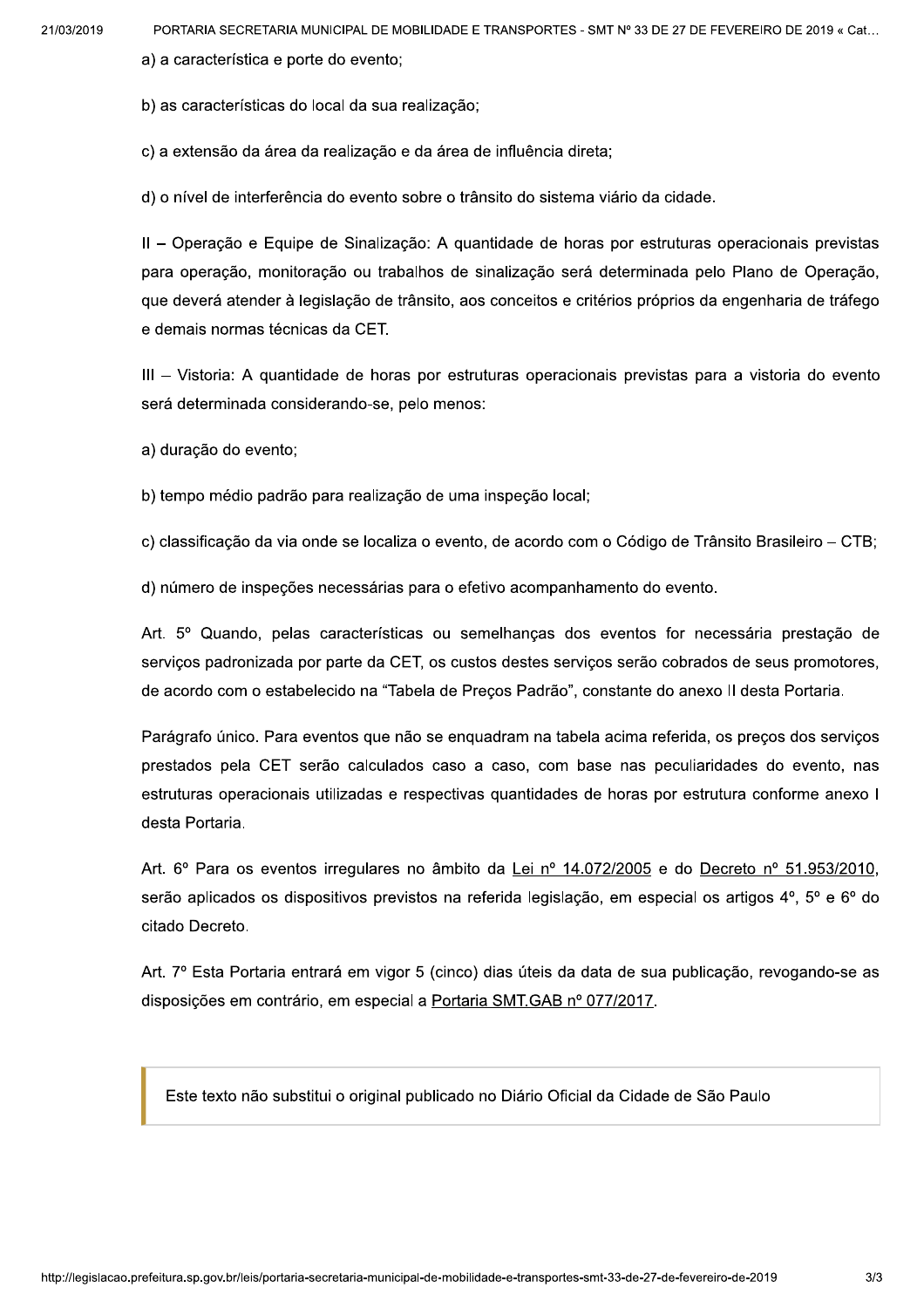a) a característica e porte do evento;

b) as características do local da sua realização;

c) a extensão da área da realização e da área de influência direta;

d) o nível de interferência do evento sobre o trânsito do sistema viário da cidade.

II – Operação e Equipe de Sinalização: A quantidade de horas por estruturas operacionais previstas para operação, monitoração ou trabalhos de sinalização será determinada pelo Plano de Operação, que deverá atender à legislação de trânsito, aos conceitos e critérios próprios da engenharia de tráfego e demais normas técnicas da CET.

III – Vistoria: A quantidade de horas por estruturas operacionais previstas para a vistoria do evento será determinada considerando-se, pelo menos:

a) duração do evento;

b) tempo médio padrão para realização de uma inspeção local;

c) classificação da via onde se localiza o evento, de acordo com o Código de Trânsito Brasileiro – CTB;

d) número de inspeções necessárias para o efetivo acompanhamento do evento.

Art. 5º Quando, pelas características ou semelhanças dos eventos for necessária prestação de serviços padronizada por parte da CET, os custos destes serviços serão cobrados de seus promotores, de acordo com o estabelecido na "Tabela de Preços Padrão", constante do anexo II desta Portaria.

Parágrafo único. Para eventos que não se enquadram na tabela acima referida, os preços dos serviços prestados pela CET serão calculados caso a caso, com base nas peculiaridades do evento, nas estruturas operacionais utilizadas e respectivas quantidades de horas por estrutura conforme anexo I desta Portaria.

Art. 6º Para os eventos irregulares no âmbito da Lei nº 14.072/2005 e do Decreto nº 51.953/2010, serão aplicados os dispositivos previstos na referida legislação, em especial os artigos 4º, 5º e 6º do citado Decreto.

Art. 7º Esta Portaria entrará em vigor 5 (cinco) dias úteis da data de sua publicação, revogando-se as disposições em contrário, em especial a Portaria SMT.GAB nº 077/2017.

> Este texto não substitui o original publicado no Diário Oficial da Cidade de São Paulo